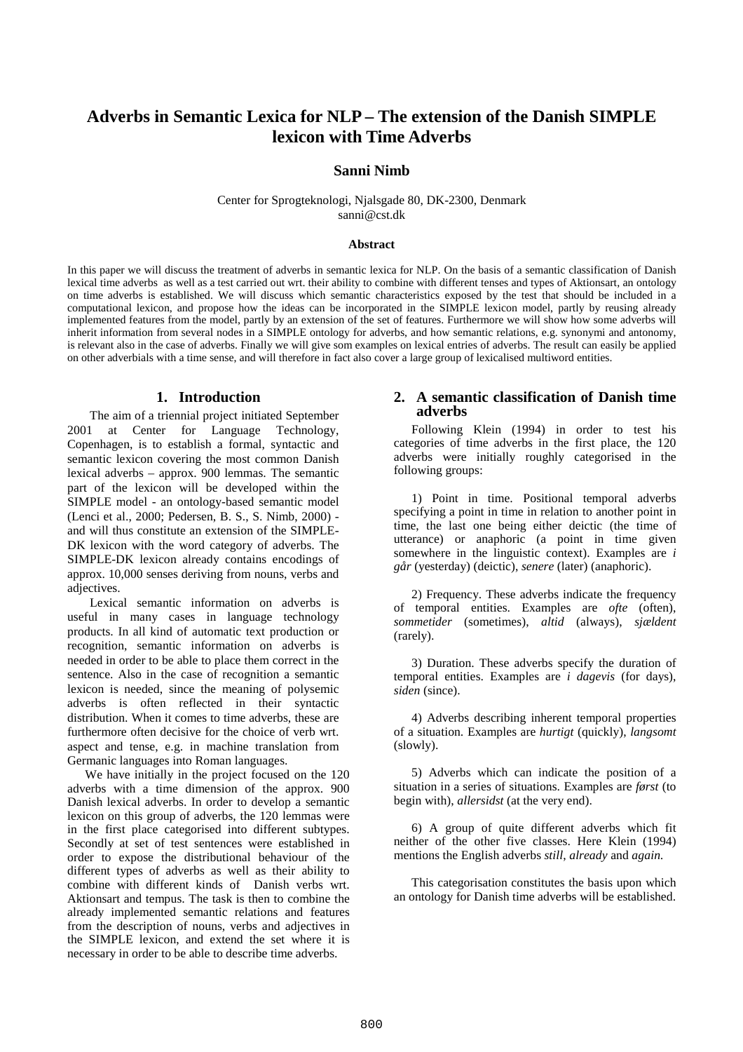# Adverbs in Semantic Lexica for NLP – The extension of the Danish SIMPLE lexicon with Time Adverbs

**Sanni Nimb**

Center for Sprogteknologi, Njalsgade 80, DK-2300, Denmark
sanni@cst.dk

**Abstract**

In this paper we will discuss the treatment of adverbs in semantic lexica for NLP. On the basis of a semantic classification of Danish lexical time adverbs as well as a test carried out wrt. their ability to combine with different tenses and types of Aktionsart, an ontology on time adverbs is established. We will discuss which semantic characteristics exposed by the test that should be included in a computational lexicon, and propose how the ideas can be incorporated in the SIMPLE lexicon model, partly by reusing already implemented features from the model, partly by an extension of the set of features. Furthermore we will show how some adverbs will inherit information from several nodes in a SIMPLE ontology for adverbs, and how semantic relations, e.g. synonymi and antonomy, is relevant also in the case of adverbs. Finally we will give som examples on lexical entries of adverbs. The result can easily be applied on other adverbials with a time sense, and will therefore in fact also cover a large group of lexicalised multiword entities.

## 1. Introduction

The aim of a triennial project initiated September 2001 at Center for Language Technology, Copenhagen, is to establish a formal, syntactic and semantic lexicon covering the most common Danish lexical adverbs – approx. 900 lemmas. The semantic part of the lexicon will be developed within the SIMPLE model - an ontology-based semantic model (Lenci et al., 2000; Pedersen, B. S., S. Nimb, 2000) - and will thus constitute an extension of the SIMPLE-DK lexicon with the word category of adverbs. The SIMPLE-DK lexicon already contains encodings of approx. 10,000 senses deriving from nouns, verbs and adjectives.

Lexical semantic information on adverbs is useful in many cases in language technology products. In all kind of automatic text production or recognition, semantic information on adverbs is needed in order to be able to place them correct in the sentence. Also in the case of recognition a semantic lexicon is needed, since the meaning of polysemic adverbs is often reflected in their syntactic distribution. When it comes to time adverbs, these are furthermore often decisive for the choice of verb wrt. aspect and tense, e.g. in machine translation from Germanic languages into Roman languages.

We have initially in the project focused on the 120 adverbs with a time dimension of the approx. 900 Danish lexical adverbs. In order to develop a semantic lexicon on this group of adverbs, the 120 lemmas were in the first place categorised into different subtypes. Secondly at set of test sentences were established in order to expose the distributional behaviour of the different types of adverbs as well as their ability to combine with different kinds of Danish verbs wrt. Aktionsart and tempus. The task is then to combine the already implemented semantic relations and features from the description of nouns, verbs and adjectives in the SIMPLE lexicon, and extend the set where it is necessary in order to be able to describe time adverbs.

## 2. A semantic classification of Danish time adverbs

Following Klein (1994) in order to test his categories of time adverbs in the first place, the 120 adverbs were initially roughly categorised in the following groups:

1) Point in time. Positional temporal adverbs specifying a point in time in relation to another point in time, the last one being either deictic (the time of utterance) or anaphoric (a point in time given somewhere in the linguistic context). Examples are *i går* (yesterday) (deictic), *senere* (later) (anaphoric).

2) Frequency. These adverbs indicate the frequency of temporal entities. Examples are *ofte* (often), *sommetider* (sometimes), *altid* (always), *sjældent* (rarely).

3) Duration. These adverbs specify the duration of temporal entities. Examples are *i dagevis* (for days), *siden* (since).

4) Adverbs describing inherent temporal properties of a situation. Examples are *hurtigt* (quickly), *langsomt* (slowly).

5) Adverbs which can indicate the position of a situation in a series of situations. Examples are *først* (to begin with), *allersidst* (at the very end).

6) A group of quite different adverbs which fit neither of the other five classes. Here Klein (1994) mentions the English adverbs *still*, *already* and *again.*

This categorisation constitutes the basis upon which an ontology for Danish time adverbs will be established.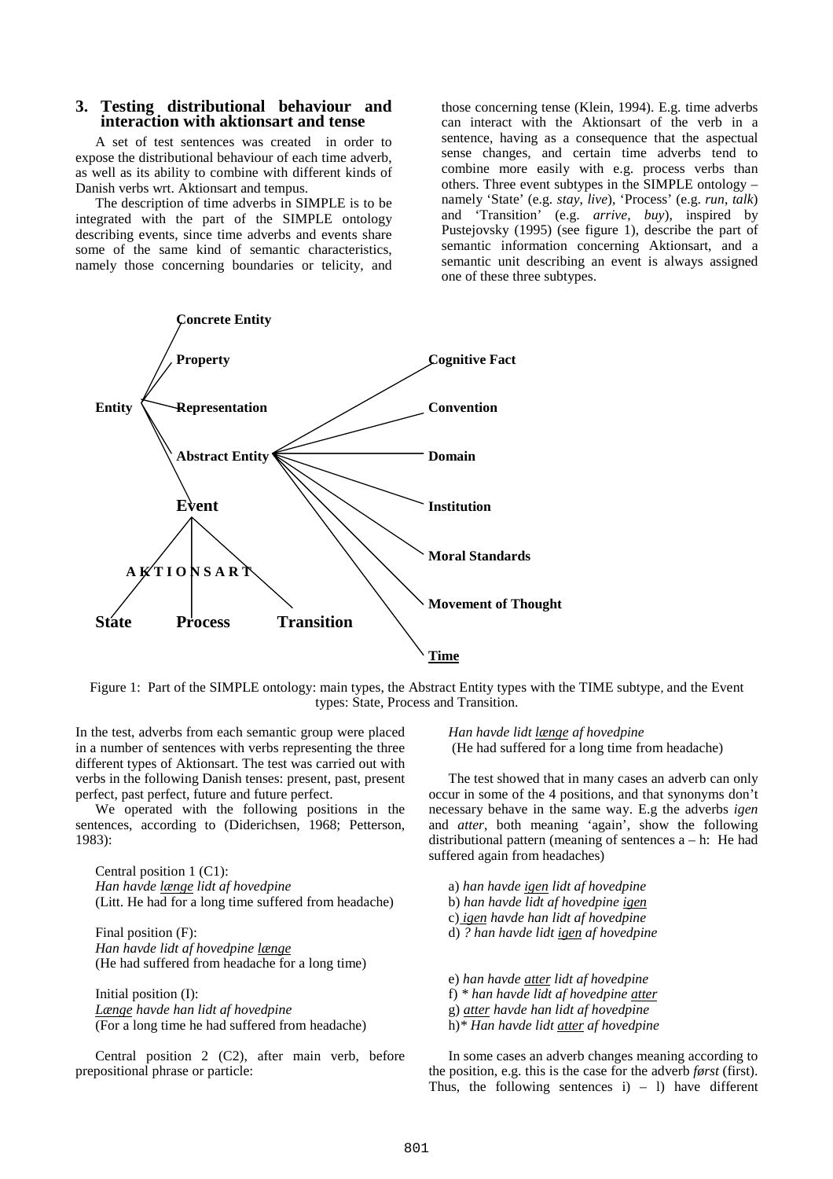## 3. Testing distributional behaviour and interaction with aktionsart and tense

A set of test sentences was created in order to expose the distributional behaviour of each time adverb, as well as its ability to combine with different kinds of Danish verbs wrt. Aktionsart and tempus.

The description of time adverbs in SIMPLE is to be integrated with the part of the SIMPLE ontology describing events, since time adverbs and events share some of the same kind of semantic characteristics, namely those concerning boundaries or telicity, and those concerning tense (Klein, 1994). E.g. time adverbs can interact with the Aktionsart of the verb in a sentence, having as a consequence that the aspectual sense changes, and certain time adverbs tend to combine more easily with e.g. process verbs than others. Three event subtypes in the SIMPLE ontology – namely 'State' (e.g. *stay*, *live*), 'Process' (e.g. *run*, *talk*) and 'Transition' (e.g. *arrive*, *buy*), inspired by Pustejovsky (1995) (see figure 1), describe the part of semantic information concerning Aktionsart, and a semantic unit describing an event is always assigned one of these three subtypes.

**Entity**
- **Concrete Entity**
- **Property**
- **Representation**
- **Abstract Entity**
  - **Cognitive Fact**
  - **Convention**
  - **Domain**
  - **Institution**
  - **Moral Standards**
  - **Movement of Thought**
  - **Time**
- **Event** (A K T I O N S A R T)
  - **State**
  - **Process**
  - **Transition**

Figure 1: Part of the SIMPLE ontology: main types, the Abstract Entity types with the TIME subtype, and the Event types: State, Process and Transition.

In the test, adverbs from each semantic group were placed in a number of sentences with verbs representing the three different types of Aktionsart. The test was carried out with verbs in the following Danish tenses: present, past, present perfect, past perfect, future and future perfect.

We operated with the following positions in the sentences, according to (Diderichsen, 1968; Petterson, 1983):

Central position 1 (C1):
*Han havde længe lidt af hovedpine*
(Litt. He had for a long time suffered from headache)

Final position (F):
*Han havde lidt af hovedpine længe*
(He had suffered from headache for a long time)

Initial position (I):
*Længe havde han lidt af hovedpine*
(For a long time he had suffered from headache)

Central position 2 (C2), after main verb, before prepositional phrase or particle:

*Han havde lidt længe af hovedpine*
(He had suffered for a long time from headache)

The test showed that in many cases an adverb can only occur in some of the 4 positions, and that synonyms don't necessary behave in the same way. E.g the adverbs *igen* and *atter*, both meaning 'again', show the following distributional pattern (meaning of sentences a – h: He had suffered again from headaches)

a) *han havde igen lidt af hovedpine*
b) *han havde lidt af hovedpine igen*
c) *igen havde han lidt af hovedpine*
d) *? han havde lidt igen af hovedpine*

e) *han havde atter lidt af hovedpine*
f) * *han havde lidt af hovedpine atter*
g) *atter havde han lidt af hovedpine*
h)* *Han havde lidt atter af hovedpine*

In some cases an adverb changes meaning according to the position, e.g. this is the case for the adverb *først* (first). Thus, the following sentences i) – l) have different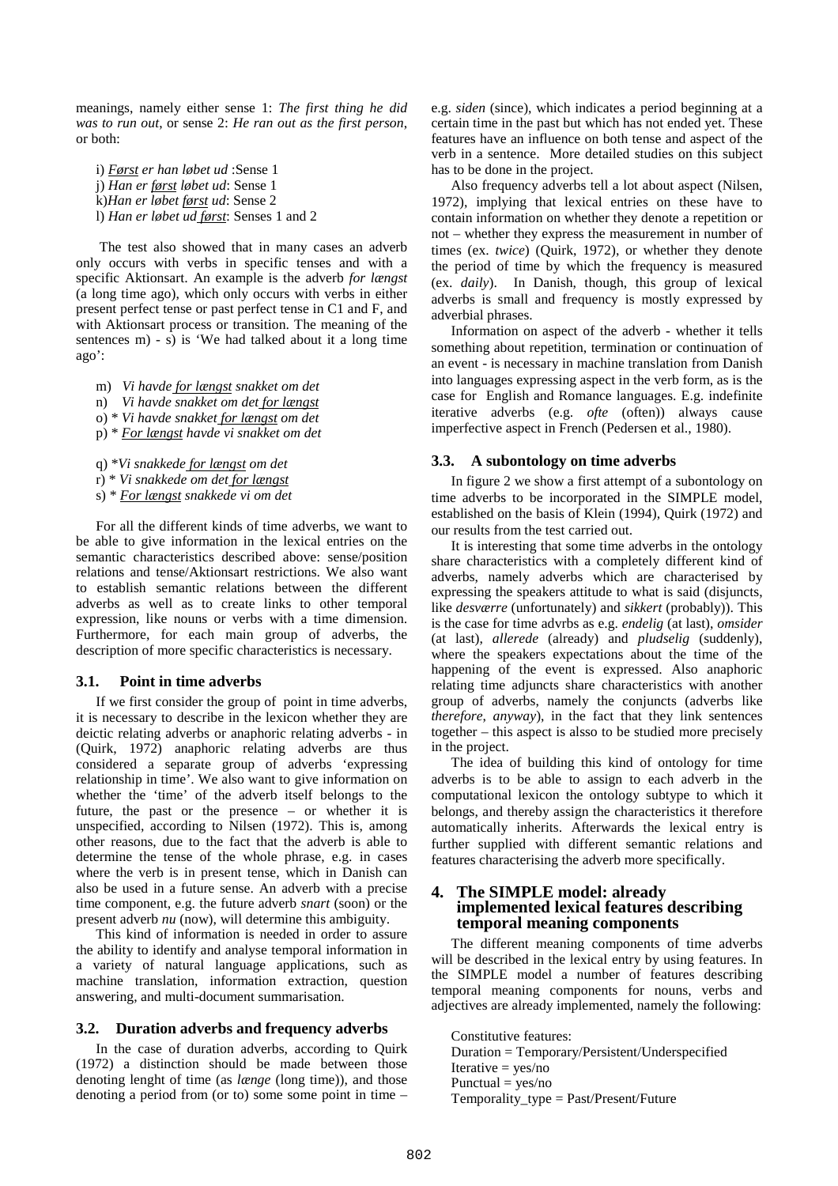meanings, namely either sense 1: *The first thing he did was to run out*, or sense 2: *He ran out as the first person*, or both:

i) *Først er han løbet ud* :Sense 1
j) *Han er først løbet ud*: Sense 1
k)*Han er løbet først ud*: Sense 2
l) *Han er løbet ud først*: Senses 1 and 2

The test also showed that in many cases an adverb only occurs with verbs in specific tenses and with a specific Aktionsart. An example is the adverb *for længst* (a long time ago), which only occurs with verbs in either present perfect tense or past perfect tense in C1 and F, and with Aktionsart process or transition. The meaning of the sentences m) - s) is 'We had talked about it a long time ago':

m) *Vi havde for længst snakket om det*
n) *Vi havde snakket om det for længst*
o) * *Vi havde snakket for længst om det*
p) * *For længst havde vi snakket om det*

q) **Vi snakkede for længst om det*
r) * *Vi snakkede om det for længst*
s) * *For længst snakkede vi om det*

For all the different kinds of time adverbs, we want to be able to give information in the lexical entries on the semantic characteristics described above: sense/position relations and tense/Aktionsart restrictions. We also want to establish semantic relations between the different adverbs as well as to create links to other temporal expression, like nouns or verbs with a time dimension. Furthermore, for each main group of adverbs, the description of more specific characteristics is necessary.

### 3.1. Point in time adverbs

If we first consider the group of point in time adverbs, it is necessary to describe in the lexicon whether they are deictic relating adverbs or anaphoric relating adverbs - in (Quirk, 1972) anaphoric relating adverbs are thus considered a separate group of adverbs 'expressing relationship in time'. We also want to give information on whether the 'time' of the adverb itself belongs to the future, the past or the presence – or whether it is unspecified, according to Nilsen (1972). This is, among other reasons, due to the fact that the adverb is able to determine the tense of the whole phrase, e.g. in cases where the verb is in present tense, which in Danish can also be used in a future sense. An adverb with a precise time component, e.g. the future adverb *snart* (soon) or the present adverb *nu* (now), will determine this ambiguity.

This kind of information is needed in order to assure the ability to identify and analyse temporal information in a variety of natural language applications, such as machine translation, information extraction, question answering, and multi-document summarisation.

### 3.2. Duration adverbs and frequency adverbs

In the case of duration adverbs, according to Quirk (1972) a distinction should be made between those denoting lenght of time (as *længe* (long time)), and those denoting a period from (or to) some some point in time – e.g. *siden* (since), which indicates a period beginning at a certain time in the past but which has not ended yet. These features have an influence on both tense and aspect of the verb in a sentence. More detailed studies on this subject has to be done in the project.

Also frequency adverbs tell a lot about aspect (Nilsen, 1972), implying that lexical entries on these have to contain information on whether they denote a repetition or not – whether they express the measurement in number of times (ex. *twice*) (Quirk, 1972), or whether they denote the period of time by which the frequency is measured (ex. *daily*). In Danish, though, this group of lexical adverbs is small and frequency is mostly expressed by adverbial phrases.

Information on aspect of the adverb - whether it tells something about repetition, termination or continuation of an event - is necessary in machine translation from Danish into languages expressing aspect in the verb form, as is the case for English and Romance languages. E.g. indefinite iterative adverbs (e.g. *ofte* (often)) always cause imperfective aspect in French (Pedersen et al., 1980).

### 3.3. A subontology on time adverbs

In figure 2 we show a first attempt of a subontology on time adverbs to be incorporated in the SIMPLE model, established on the basis of Klein (1994), Quirk (1972) and our results from the test carried out.

It is interesting that some time adverbs in the ontology share characteristics with a completely different kind of adverbs, namely adverbs which are characterised by expressing the speakers attitude to what is said (disjuncts, like *desværre* (unfortunately) and *sikkert* (probably)). This is the case for time advrbs as e.g. *endelig* (at last), *omsider* (at last), *allerede* (already) and *pludselig* (suddenly), where the speakers expectations about the time of the happening of the event is expressed. Also anaphoric relating time adjuncts share characteristics with another group of adverbs, namely the conjuncts (adverbs like *therefore*, *anyway*), in the fact that they link sentences together – this aspect is alsso to be studied more precisely in the project.

The idea of building this kind of ontology for time adverbs is to be able to assign to each adverb in the computational lexicon the ontology subtype to which it belongs, and thereby assign the characteristics it therefore automatically inherits. Afterwards the lexical entry is further supplied with different semantic relations and features characterising the adverb more specifically.

## 4. The SIMPLE model: already implemented lexical features describing temporal meaning components

The different meaning components of time adverbs will be described in the lexical entry by using features. In the SIMPLE model a number of features describing temporal meaning components for nouns, verbs and adjectives are already implemented, namely the following:

Constitutive features:
Duration = Temporary/Persistent/Underspecified
Iterative = yes/no
Punctual = yes/no
Temporality_type = Past/Present/Future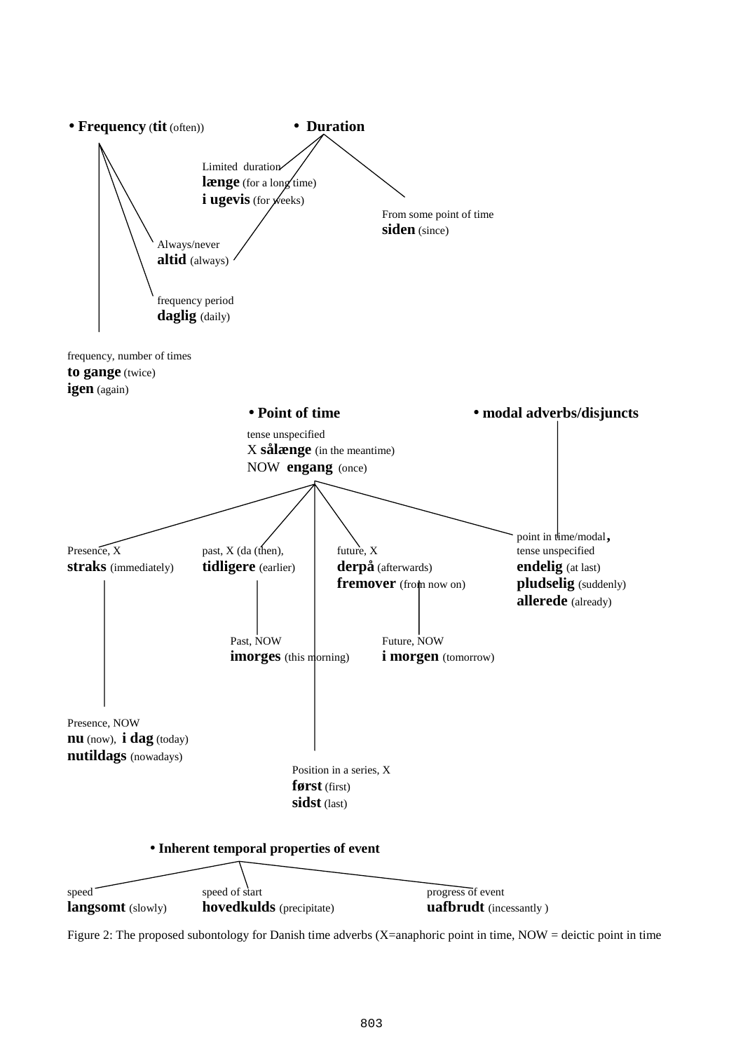• **Frequency** (**tit** (often))

- frequency, number of times
  **to gange** (twice)
  **igen** (again)
- Always/never
  **altid** (always)
- frequency period
  **daglig** (daily)

• **Duration**

- Limited duration
  **længe** (for a long time)
  **i ugevis** (for weeks)
- From some point of time
  **siden** (since)
- Always/never
  **altid** (always)

• **Point of time**

tense unspecified
X **sålænge** (in the meantime)
NOW **engang** (once)

- Presence, X
  **straks** (immediately)
  - Presence, NOW
    **nu** (now), **i dag** (today)
    **nutildags** (nowadays)
- past, X (da (then),
  **tidligere** (earlier)
  - Past, NOW
    **imorges** (this morning)
- Position in a series, X
  **først** (first)
  **sidst** (last)
- future, X
  **derpå** (afterwards)
  **fremover** (from now on)
  - Future, NOW
    **i morgen** (tomorrow)
- point in time/modal, tense unspecified
  **endelig** (at last)
  **pludselig** (suddenly)
  **allerede** (already)

• **modal adverbs/disjuncts**

- point in time/modal, tense unspecified
  **endelig** (at last)
  **pludselig** (suddenly)
  **allerede** (already)

• **Inherent temporal properties of event**

- speed
  **langsomt** (slowly)
- speed of start
  **hovedkulds** (precipitate)
- progress of event
  **uafbrudt** (incessantly )

Figure 2: The proposed subontology for Danish time adverbs (X=anaphoric point in time, NOW = deictic point in time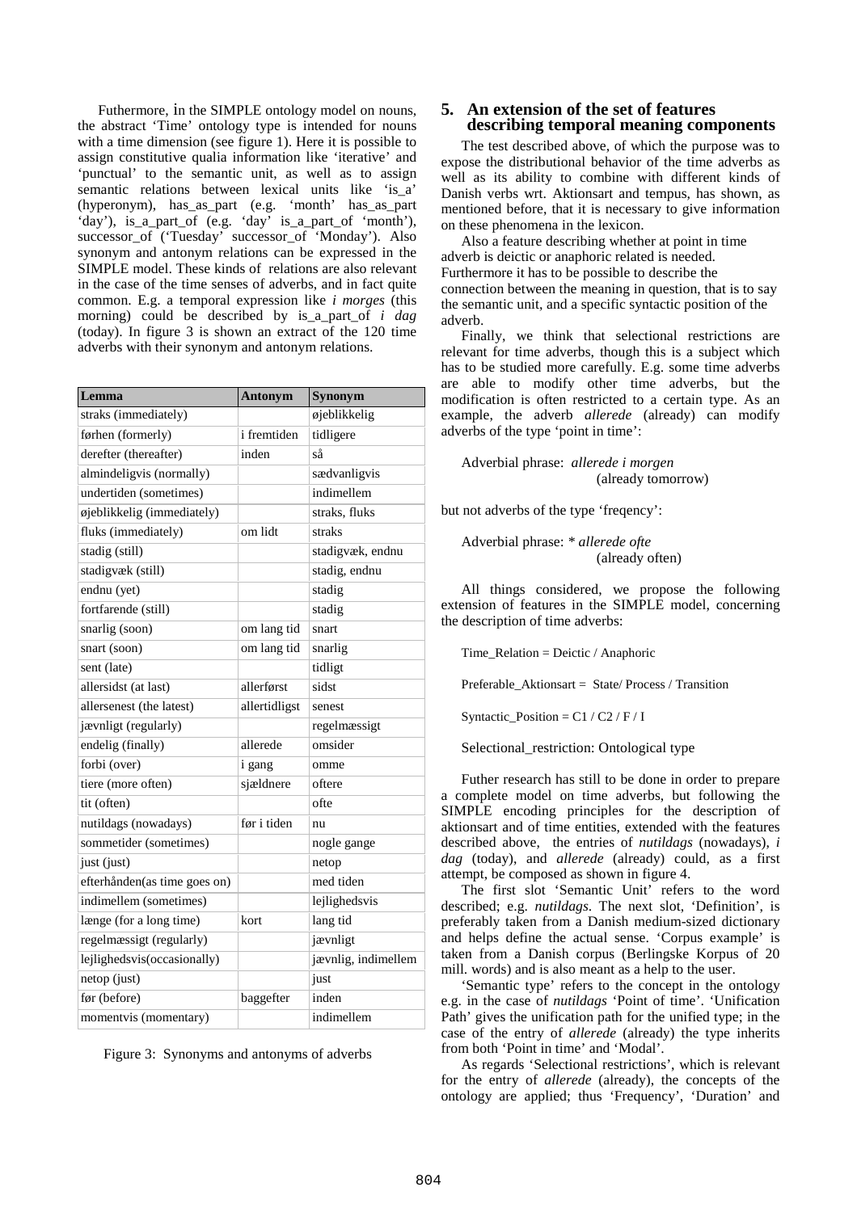Futhermore, in the SIMPLE ontology model on nouns, the abstract 'Time' ontology type is intended for nouns with a time dimension (see figure 1). Here it is possible to assign constitutive qualia information like 'iterative' and 'punctual' to the semantic unit, as well as to assign semantic relations between lexical units like 'is_a' (hyperonym), has_as_part (e.g. 'month' has_as_part 'day'), is_a_part_of (e.g. 'day' is_a_part_of 'month'), successor_of ('Tuesday' successor_of 'Monday'). Also synonym and antonym relations can be expressed in the SIMPLE model. These kinds of relations are also relevant in the case of the time senses of adverbs, and in fact quite common. E.g. a temporal expression like *i morges* (this morning) could be described by is_a_part_of *i dag* (today). In figure 3 is shown an extract of the 120 time adverbs with their synonym and antonym relations.

| Lemma | Antonym | Synonym |
|---|---|---|
| straks (immediately) | | øjeblikkelig |
| førhen (formerly) | i fremtiden | tidligere |
| derefter (thereafter) | inden | så |
| almindeligvis (normally) | | sædvanligvis |
| undertiden (sometimes) | | indimellem |
| øjeblikkelig (immediately) | | straks, fluks |
| fluks (immediately) | om lidt | straks |
| stadig (still) | | stadigvæk, endnu |
| stadigvæk (still) | | stadig, endnu |
| endnu (yet) | | stadig |
| fortfarende (still) | | stadig |
| snarlig (soon) | om lang tid | snart |
| snart (soon) | om lang tid | snarlig |
| sent (late) | | tidligt |
| allersidst (at last) | allerførst | sidst |
| allersenest (the latest) | allertidligst | senest |
| jævnligt (regularly) | | regelmæssigt |
| endelig (finally) | allerede | omsider |
| forbi (over) | i gang | omme |
| tiere (more often) | sjældnere | oftere |
| tit (often) | | ofte |
| nutildags (nowadays) | før i tiden | nu |
| sommetider (sometimes) | | nogle gange |
| just (just) | | netop |
| efterhånden(as time goes on) | | med tiden |
| indimellem (sometimes) | | lejlighedsvis |
| længe (for a long time) | kort | lang tid |
| regelmæssigt (regularly) | | jævnligt |
| lejlighedsvis(occasionally) | | jævnlig, indimellem |
| netop (just) | | just |
| før (before) | baggefter | inden |
| momentvis (momentary) | | indimellem |

Figure 3: Synonyms and antonyms of adverbs

## 5. An extension of the set of features describing temporal meaning components

The test described above, of which the purpose was to expose the distributional behavior of the time adverbs as well as its ability to combine with different kinds of Danish verbs wrt. Aktionsart and tempus, has shown, as mentioned before, that it is necessary to give information on these phenomena in the lexicon.

Also a feature describing whether at point in time adverb is deictic or anaphoric related is needed. Furthermore it has to be possible to describe the connection between the meaning in question, that is to say the semantic unit, and a specific syntactic position of the adverb.

Finally, we think that selectional restrictions are relevant for time adverbs, though this is a subject which has to be studied more carefully. E.g. some time adverbs are able to modify other time adverbs, but the modification is often restricted to a certain type. As an example, the adverb *allerede* (already) can modify adverbs of the type 'point in time':

Adverbial phrase: *allerede i morgen*
(already tomorrow)

but not adverbs of the type 'freqency':

Adverbial phrase: * *allerede ofte*
(already often)

All things considered, we propose the following extension of features in the SIMPLE model, concerning the description of time adverbs:

Time_Relation = Deictic / Anaphoric

Preferable_Aktionsart = State/ Process / Transition

Syntactic_Position = C1 / C2 / F / I

Selectional_restriction: Ontological type

Futher research has still to be done in order to prepare a complete model on time adverbs, but following the SIMPLE encoding principles for the description of aktionsart and of time entities, extended with the features described above, the entries of *nutildags* (nowadays), *i dag* (today), and *allerede* (already) could, as a first attempt, be composed as shown in figure 4.

The first slot 'Semantic Unit' refers to the word described; e.g. *nutildags*. The next slot, 'Definition', is preferably taken from a Danish medium-sized dictionary and helps define the actual sense. 'Corpus example' is taken from a Danish corpus (Berlingske Korpus of 20 mill. words) and is also meant as a help to the user.

'Semantic type' refers to the concept in the ontology e.g. in the case of *nutildags* 'Point of time'. 'Unification Path' gives the unification path for the unified type; in the case of the entry of *allerede* (already) the type inherits from both 'Point in time' and 'Modal'.

As regards 'Selectional restrictions', which is relevant for the entry of *allerede* (already), the concepts of the ontology are applied; thus 'Frequency', 'Duration' and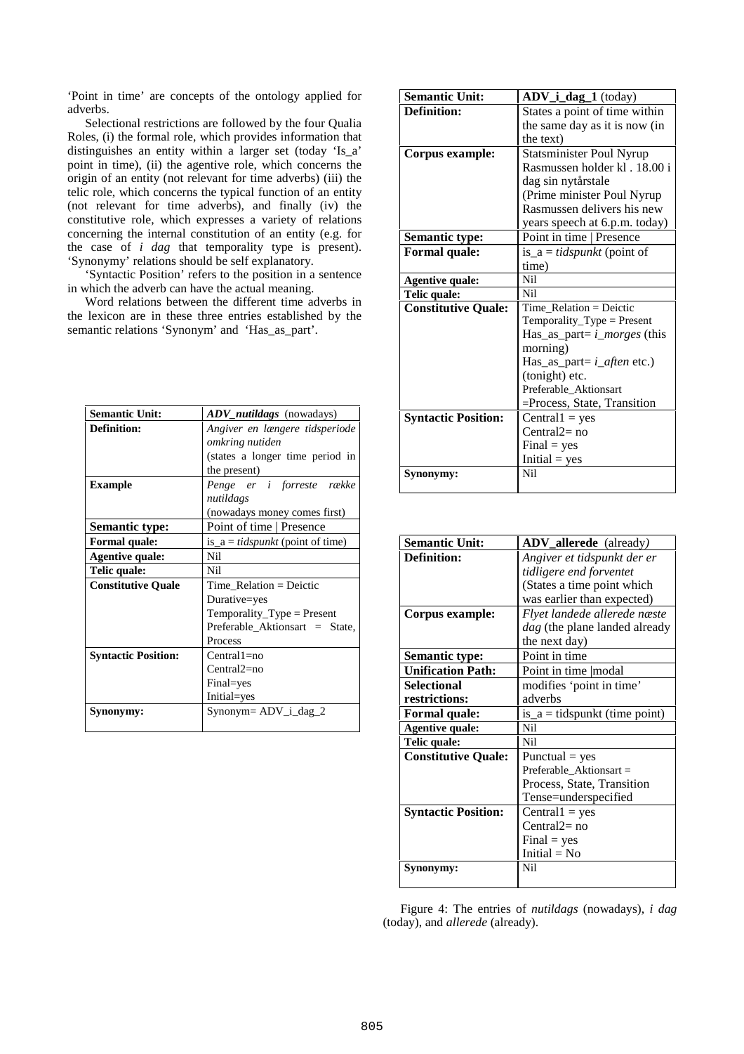'Point in time' are concepts of the ontology applied for adverbs.

Selectional restrictions are followed by the four Qualia Roles, (i) the formal role, which provides information that distinguishes an entity within a larger set (today 'Is_a' point in time), (ii) the agentive role, which concerns the origin of an entity (not relevant for time adverbs) (iii) the telic role, which concerns the typical function of an entity (not relevant for time adverbs), and finally (iv) the constitutive role, which expresses a variety of relations concerning the internal constitution of an entity (e.g. for the case of *i dag* that temporality type is present). 'Synonymy' relations should be self explanatory.

'Syntactic Position' refers to the position in a sentence in which the adverb can have the actual meaning.

Word relations between the different time adverbs in the lexicon are in these three entries established by the semantic relations 'Synonym' and 'Has_as_part'.

| **Semantic Unit:** | ***ADV_nutildags*** (nowadays) |
|---|---|
| **Definition:** | *Angiver en længere tidsperiode omkring nutiden* (states a longer time period in the present) |
| **Example** | *Penge er i forreste række nutildags* (nowadays money comes first) |
| **Semantic type:** | Point of time \| Presence |
| **Formal quale:** | is_a = *tidspunkt* (point of time) |
| **Agentive quale:** | Nil |
| **Telic quale:** | Nil |
| **Constitutive Quale** | Time_Relation = Deictic<br>Durative=yes<br>Temporality_Type = Present<br>Preferable_Aktionsart = State, Process |
| **Syntactic Position:** | Central1=no<br>Central2=no<br>Final=yes<br>Initial=yes |
| **Synonymy:** | Synonym= ADV_i_dag_2 |

| **Semantic Unit:** | **ADV_i_dag_1** (today) |
|---|---|
| **Definition:** | States a point of time within the same day as it is now (in the text) |
| **Corpus example:** | Statsminister Poul Nyrup Rasmussen holder kl . 18.00 i dag sin nytårstale (Prime minister Poul Nyrup Rasmussen delivers his new years speech at 6.p.m. today) |
| **Semantic type:** | Point in time \| Presence |
| **Formal quale:** | is_a = *tidspunkt* (point of time) |
| **Agentive quale:** | Nil |
| **Telic quale:** | Nil |
| **Constitutive Quale:** | Time_Relation = Deictic<br>Temporality_Type = Present<br>Has_as_part= *i_morges* (this morning)<br>Has_as_part= *i_aften* etc.) (tonight) etc.<br>Preferable_Aktionsart =Process, State, Transition |
| **Syntactic Position:** | Central1 = yes<br>Central2= no<br>Final = yes<br>Initial = yes |
| **Synonymy:** | Nil |

| **Semantic Unit:** | **ADV_allerede** (already) |
|---|---|
| **Definition:** | *Angiver et tidspunkt der er tidligere end forventet* (States a time point which was earlier than expected) |
| **Corpus example:** | *Flyet landede allerede næste dag* (the plane landed already the next day) |
| **Semantic type:** | Point in time |
| **Unification Path:** | Point in time \|modal |
| **Selectional restrictions:** | modifies 'point in time' adverbs |
| **Formal quale:** | is_a = tidspunkt (time point) |
| **Agentive quale:** | Nil |
| **Telic quale:** | Nil |
| **Constitutive Quale:** | Punctual = yes<br>Preferable_Aktionsart = Process, State, Transition<br>Tense=underspecified |
| **Syntactic Position:** | Central1 = yes<br>Central2= no<br>Final = yes<br>Initial = No |
| **Synonymy:** | Nil |

Figure 4: The entries of *nutildags* (nowadays), *i dag* (today), and *allerede* (already).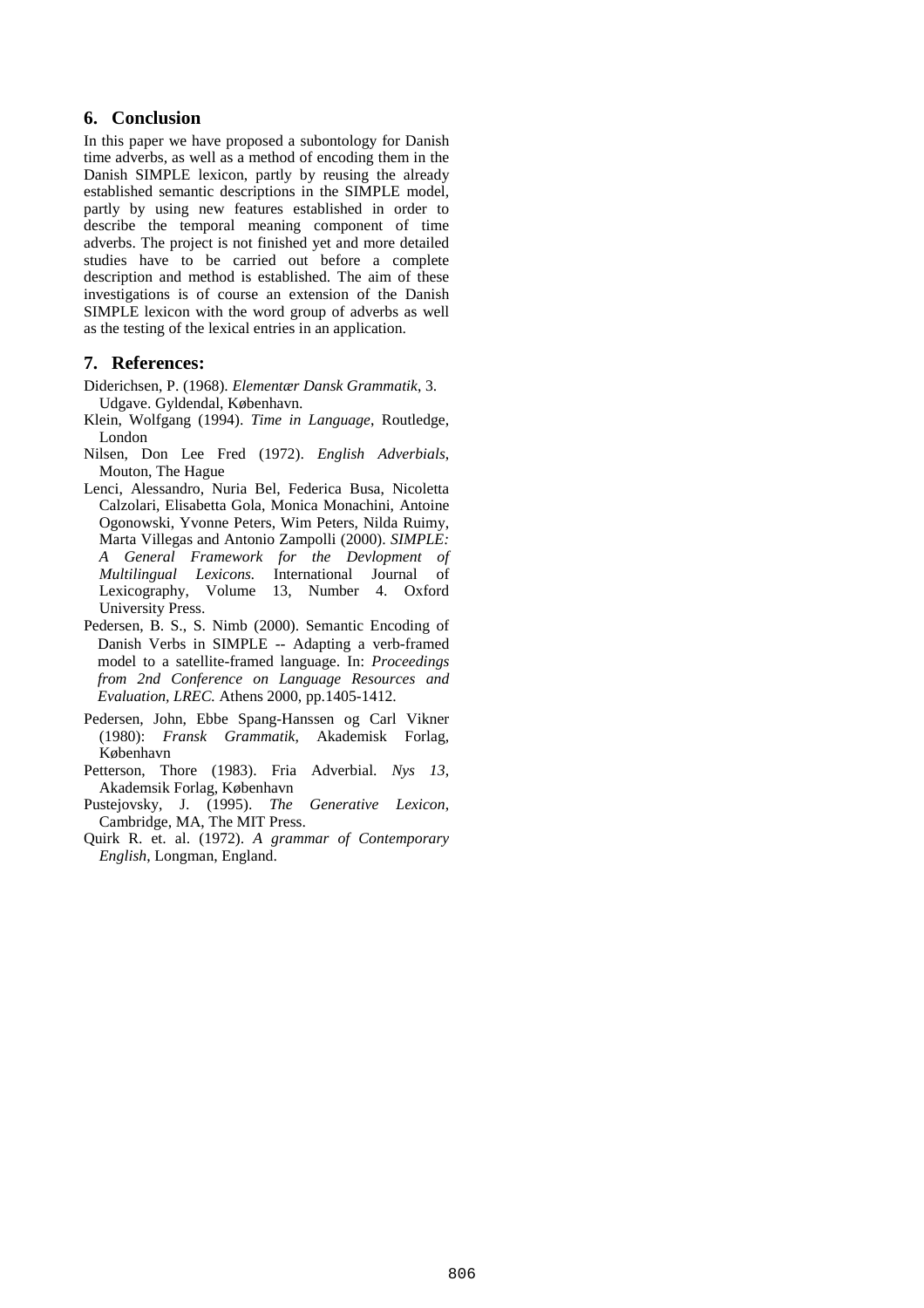## 6. Conclusion

In this paper we have proposed a subontology for Danish time adverbs, as well as a method of encoding them in the Danish SIMPLE lexicon, partly by reusing the already established semantic descriptions in the SIMPLE model, partly by using new features established in order to describe the temporal meaning component of time adverbs. The project is not finished yet and more detailed studies have to be carried out before a complete description and method is established. The aim of these investigations is of course an extension of the Danish SIMPLE lexicon with the word group of adverbs as well as the testing of the lexical entries in an application.

## 7. References:

Diderichsen, P. (1968). *Elementær Dansk Grammatik*, 3. Udgave. Gyldendal, København.

Klein, Wolfgang (1994). *Time in Language*, Routledge, London

Nilsen, Don Lee Fred (1972). *English Adverbials*, Mouton, The Hague

Lenci, Alessandro, Nuria Bel, Federica Busa, Nicoletta Calzolari, Elisabetta Gola, Monica Monachini, Antoine Ogonowski, Yvonne Peters, Wim Peters, Nilda Ruimy, Marta Villegas and Antonio Zampolli (2000). *SIMPLE: A General Framework for the Devlopment of Multilingual Lexicons.* International Journal of Lexicography, Volume 13, Number 4. Oxford University Press.

Pedersen, B. S., S. Nimb (2000). Semantic Encoding of Danish Verbs in SIMPLE -- Adapting a verb-framed model to a satellite-framed language. In: *Proceedings from 2nd Conference on Language Resources and Evaluation, LREC.* Athens 2000, pp.1405-1412.

Pedersen, John, Ebbe Spang-Hanssen og Carl Vikner (1980): *Fransk Grammatik*, Akademisk Forlag, København

Petterson, Thore (1983). Fria Adverbial. *Nys 13*, Akademsik Forlag, København

Pustejovsky, J. (1995). *The Generative Lexicon*, Cambridge, MA, The MIT Press.

Quirk R. et. al. (1972). *A grammar of Contemporary English*, Longman, England.